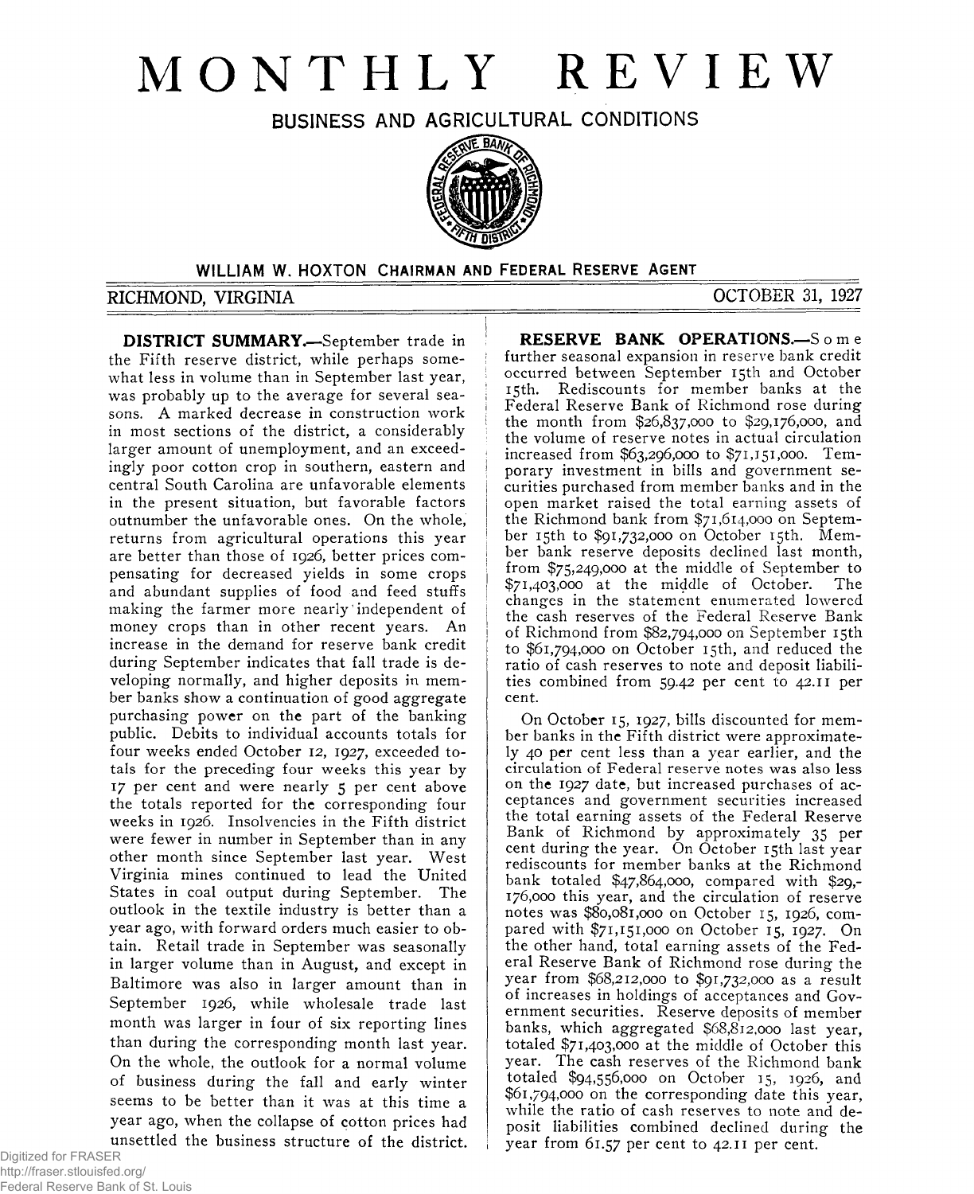# MONTHLY REVIEW

## BUSINESS AND AGRICULTURAL CONDITIONS

**WILLIAM W. HOXTON CHAIRMAN AND FEDERAL RESERVE AGENT**

RICHMOND, VIRGINIA — OCTOBER 31, 1927

**DISTRICT SUMMARY.**—September trade in the Fifth reserve district, while perhaps somewhat less in volume than in September last year, was probably up to the average for several seasons. A marked decrease in construction work in most sections of the district, a considerably larger amount of unemployment, and an exceedingly poor cotton crop in southern, eastern and central South Carolina are unfavorable elements in the present situation, but favorable factors outnumber the unfavorable ones. On the whole, returns from agricultural operations this year are better than those of 1926, better prices compensating for decreased yields in some crops and abundant supplies of food and feed stuffs making the farmer more nearly independent of money crops than in other recent years. An increase in the demand for reserve bank credit during September indicates that fall trade is developing normally, and higher deposits in member banks show a continuation of good aggregate purchasing power on the part of the banking public. Debits to individual accounts totals for four weeks ended October 12, 1927, exceeded totals for the preceding four weeks this year by 17 per cent and were nearly 5 per cent above the totals reported for the corresponding four weeks in 1926. Insolvencies in the Fifth district were fewer in number in September than in any other month since September last year. West Virginia mines continued to lead the United States in coal output during September. The outlook in the textile industry is better than a year ago, with forward orders much easier to obtain. Retail trade in September was seasonally in larger volume than in August, and except in Baltimore was also in larger amount than in September 1926, while wholesale trade last month was larger in four of six reporting lines than during the corresponding month last year. On the whole, the outlook for a normal volume of business during the fall and early winter seems to be better than it was at this time a year ago, when the collapse of cotton prices had unsettled the business structure of the district.

**RESERVE BANK OPERATIONS.**—Some further seasonal expansion in reserve bank credit occurred between September 15th and October 15th. Rediscounts for member banks at the Federal Reserve Bank of Richmond rose during the month from $26,837,000 to $29,176,000, and the volume of reserve notes in actual circulation increased from $63,296,000 to $71,151,000. Temporary investment in bills and government securities purchased from member banks and in the open market raised the total earning assets of the Richmond bank from $71,614,000 on September 15th to $91,732,000 on October 15th. Member bank reserve deposits declined last month, from $75,249,000 at the middle of September to $71,403,000 at the middle of October. The changes in the statement enumerated lowered the cash reserves of the Federal Reserve Bank of Richmond from $82,794,000 on September 15th to $61,794,000 on October 15th, and reduced the ratio of cash reserves to note and deposit liabilities combined from 59.42 per cent to 42.11 per cent.

On October 15, 1927, bills discounted for member banks in the Fifth district were approximately 40 per cent less than a year earlier, and the circulation of Federal reserve notes was also less on the 1927 date, but increased purchases of acceptances and government securities increased the total earning assets of the Federal Reserve Bank of Richmond by approximately 35 per cent during the year. On October 15th last year rediscounts for member banks at the Richmond bank totaled $47,864,000, compared with $29,176,000 this year, and the circulation of reserve notes was $80,081,000 on October 15, 1926, compared with $71,151,000 on October 15, 1927. On the other hand, total earning assets of the Federal Reserve Bank of Richmond rose during the year from $68,212,000 to $91,732,000 as a result of increases in holdings of acceptances and Government securities. Reserve deposits of member banks, which aggregated $68,812,000 last year, totaled $71,403,000 at the middle of October this year. The cash reserves of the Richmond bank totaled $94,556,000 on October 15, 1926, and $61,794,000 on the corresponding date this year, while the ratio of cash reserves to note and deposit liabilities combined declined during the year from 61.57 per cent to 42.11 per cent.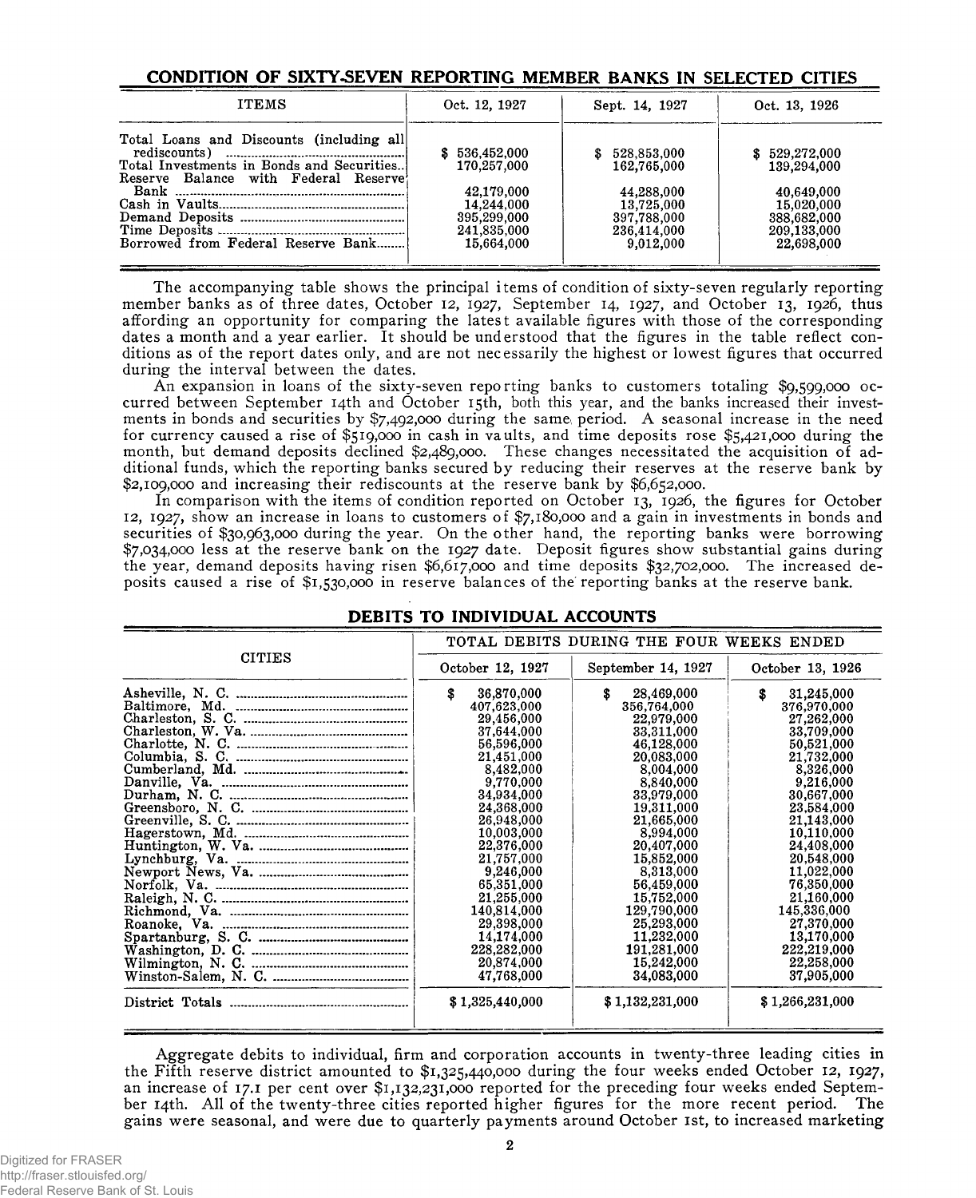## CONDITION OF SIXTY-SEVEN REPORTING MEMBER BANKS IN SELECTED CITIES

| ITEMS | Oct. 12, 1927 | Sept. 14, 1927 | Oct. 13, 1926 |
|---|---|---|---|
| Total Loans and Discounts (including all rediscounts) | $ 536,452,000 | $ 528,853,000 | $ 529,272,000 |
| Total Investments in Bonds and Securities | 170,257,000 | 162,765,000 | 139,294,000 |
| Reserve Balance with Federal Reserve Bank | 42,179,000 | 44,288,000 | 40,649,000 |
| Cash in Vaults | 14,244,000 | 13,725,000 | 15,020,000 |
| Demand Deposits | 395,299,000 | 397,788,000 | 388,682,000 |
| Time Deposits | 241,835,000 | 236,414,000 | 209,133,000 |
| Borrowed from Federal Reserve Bank | 15,664,000 | 9,012,000 | 22,698,000 |

The accompanying table shows the principal items of condition of sixty-seven regularly reporting member banks as of three dates, October 12, 1927, September 14, 1927, and October 13, 1926, thus affording an opportunity for comparing the latest available figures with those of the corresponding dates a month and a year earlier. It should be understood that the figures in the table reflect conditions as of the report dates only, and are not necessarily the highest or lowest figures that occurred during the interval between the dates.

An expansion in loans of the sixty-seven reporting banks to customers totaling $9,599,000 occurred between September 14th and October 15th, both this year, and the banks increased their investments in bonds and securities by $7,492,000 during the same period. A seasonal increase in the need for currency caused a rise of $519,000 in cash in vaults, and time deposits rose $5,421,000 during the month, but demand deposits declined $2,489,000. These changes necessitated the acquisition of additional funds, which the reporting banks secured by reducing their reserves at the reserve bank by $2,109,000 and increasing their rediscounts at the reserve bank by $6,652,000.

In comparison with the items of condition reported on October 13, 1926, the figures for October 12, 1927, show an increase in loans to customers of $7,180,000 and a gain in investments in bonds and securities of $30,963,000 during the year. On the other hand, the reporting banks were borrowing $7,034,000 less at the reserve bank on the 1927 date. Deposit figures show substantial gains during the year, demand deposits having risen $6,617,000 and time deposits $32,702,000. The increased deposits caused a rise of $1,530,000 in reserve balances of the reporting banks at the reserve bank.

## DEBITS TO INDIVIDUAL ACCOUNTS

| CITIES | TOTAL DEBITS DURING THE FOUR WEEKS ENDED | | |
|---|---|---|---|
| | October 12, 1927 | September 14, 1927 | October 13, 1926 |
| Asheville, N. C. | $ 36,870,000 | $ 28,469,000 | $ 31,245,000 |
| Baltimore, Md. | 407,623,000 | 356,764,000 | 376,970,000 |
| Charleston, S. C. | 29,456,000 | 22,979,000 | 27,262,000 |
| Charleston, W. Va. | 37,644,000 | 33,311,000 | 33,709,000 |
| Charlotte, N. C. | 56,596,000 | 46,128,000 | 50,521,000 |
| Columbia, S. C. | 21,451,000 | 20,083,000 | 21,732,000 |
| Cumberland, Md. | 8,482,000 | 8,004,000 | 8,326,000 |
| Danville, Va. | 9,770,000 | 8,840,000 | 9,216,000 |
| Durham, N. C. | 34,934,000 | 33,979,000 | 30,667,000 |
| Greensboro, N. C. | 24,368,000 | 19,311,000 | 23,584,000 |
| Greenville, S. C. | 26,948,000 | 21,665,000 | 21,143,000 |
| Hagerstown, Md. | 10,003,000 | 8,994,000 | 10,110,000 |
| Huntington, W. Va. | 22,376,000 | 20,407,000 | 24,408,000 |
| Lynchburg, Va. | 21,757,000 | 15,852,000 | 20,548,000 |
| Newport News, Va. | 9,246,000 | 8,313,000 | 11,022,000 |
| Norfolk, Va. | 65,351,000 | 56,459,000 | 76,350,000 |
| Raleigh, N. C. | 21,255,000 | 15,752,000 | 21,160,000 |
| Richmond, Va. | 140,814,000 | 129,790,000 | 145,336,000 |
| Roanoke, Va. | 29,398,000 | 25,293,000 | 27,370,000 |
| Spartanburg, S. C. | 14,174,000 | 11,232,000 | 13,170,000 |
| Washington, D. C. | 228,282,000 | 191,281,000 | 222,219,000 |
| Wilmington, N. C. | 20,874,000 | 15,242,000 | 22,258,000 |
| Winston-Salem, N. C. | 47,768,000 | 34,083,000 | 37,905,000 |
| District Totals | $ 1,325,440,000 | $ 1,132,231,000 | $ 1,266,231,000 |

Aggregate debits to individual, firm and corporation accounts in twenty-three leading cities in the Fifth reserve district amounted to $1,325,440,000 during the four weeks ended October 12, 1927, an increase of 17.1 per cent over $1,132,231,000 reported for the preceding four weeks ended September 14th. All of the twenty-three cities reported higher figures for the more recent period. The gains were seasonal, and were due to quarterly payments around October 1st, to increased marketing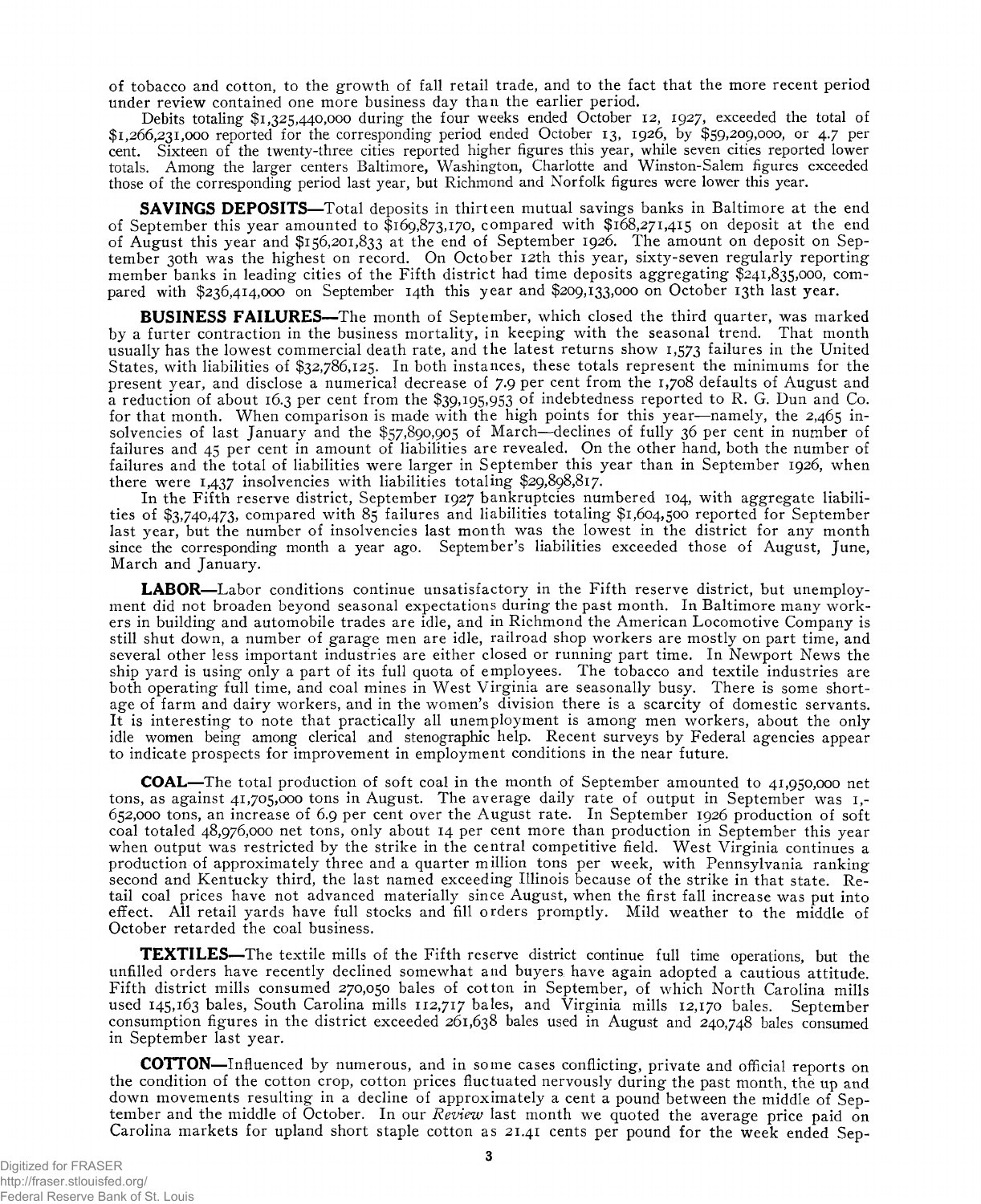of tobacco and cotton, to the growth of fall retail trade, and to the fact that the more recent period under review contained one more business day than the earlier period.

Debits totaling $1,325,440,000 during the four weeks ended October 12, 1927, exceeded the total of $1,266,231,000 reported for the corresponding period ended October 13, 1926, by $59,209,000, or 4.7 per cent. Sixteen of the twenty-three cities reported higher figures this year, while seven cities reported lower totals. Among the larger centers Baltimore, Washington, Charlotte and Winston-Salem figures exceeded those of the corresponding period last year, but Richmond and Norfolk figures were lower this year.

**SAVINGS DEPOSITS**—Total deposits in thirteen mutual savings banks in Baltimore at the end of September this year amounted to $169,873,170, compared with $168,271,415 on deposit at the end of August this year and $156,201,833 at the end of September 1926. The amount on deposit on September 30th was the highest on record. On October 12th this year, sixty-seven regularly reporting member banks in leading cities of the Fifth district had time deposits aggregating $241,835,000, compared with $236,414,000 on September 14th this year and $209,133,000 on October 13th last year.

**BUSINESS FAILURES**—The month of September, which closed the third quarter, was marked by a furter contraction in the business mortality, in keeping with the seasonal trend. That month usually has the lowest commercial death rate, and the latest returns show 1,573 failures in the United States, with liabilities of $32,786,125. In both instances, these totals represent the minimums for the present year, and disclose a numerical decrease of 7.9 per cent from the 1,708 defaults of August and a reduction of about 16.3 per cent from the $39,195,953 of indebtedness reported to R. G. Dun and Co. for that month. When comparison is made with the high points for this year—namely, the 2,465 insolvencies of last January and the $57,890,905 of March—declines of fully 36 per cent in number of failures and 45 per cent in amount of liabilities are revealed. On the other hand, both the number of failures and the total of liabilities were larger in September this year than in September 1926, when there were 1,437 insolvencies with liabilities totaling $29,898,817.

In the Fifth reserve district, September 1927 bankruptcies numbered 104, with aggregate liabilities of $3,740,473, compared with 85 failures and liabilities totaling $1,604,500 reported for September last year, but the number of insolvencies last month was the lowest in the district for any month since the corresponding month a year ago. September's liabilities exceeded those of August, June, March and January.

**LABOR**—Labor conditions continue unsatisfactory in the Fifth reserve district, but unemployment did not broaden beyond seasonal expectations during the past month. In Baltimore many workers in building and automobile trades are idle, and in Richmond the American Locomotive Company is still shut down, a number of garage men are idle, railroad shop workers are mostly on part time, and several other less important industries are either closed or running part time. In Newport News the ship yard is using only a part of its full quota of employees. The tobacco and textile industries are both operating full time, and coal mines in West Virginia are seasonally busy. There is some shortage of farm and dairy workers, and in the women's division there is a scarcity of domestic servants. It is interesting to note that practically all unemployment is among men workers, about the only idle women being among clerical and stenographic help. Recent surveys by Federal agencies appear to indicate prospects for improvement in employment conditions in the near future.

**COAL**—The total production of soft coal in the month of September amounted to 41,950,000 net tons, as against 41,705,000 tons in August. The average daily rate of output in September was 1,652,000 tons, an increase of 6.9 per cent over the August rate. In September 1926 production of soft coal totaled 48,976,000 net tons, only about 14 per cent more than production in September this year when output was restricted by the strike in the central competitive field. West Virginia continues a production of approximately three and a quarter million tons per week, with Pennsylvania ranking second and Kentucky third, the last named exceeding Illinois because of the strike in that state. Retail coal prices have not advanced materially since August, when the first fall increase was put into effect. All retail yards have full stocks and fill orders promptly. Mild weather to the middle of October retarded the coal business.

**TEXTILES**—The textile mills of the Fifth reserve district continue full time operations, but the unfilled orders have recently declined somewhat and buyers have again adopted a cautious attitude. Fifth district mills consumed 270,050 bales of cotton in September, of which North Carolina mills used 145,163 bales, South Carolina mills 112,717 bales, and Virginia mills 12,170 bales. September consumption figures in the district exceeded 261,638 bales used in August and 240,748 bales consumed in September last year.

**COTTON**—Influenced by numerous, and in some cases conflicting, private and official reports on the condition of the cotton crop, cotton prices fluctuated nervously during the past month, the up and down movements resulting in a decline of approximately a cent a pound between the middle of September and the middle of October. In our *Review* last month we quoted the average price paid on Carolina markets for upland short staple cotton as 21.41 cents per pound for the week ended Sep-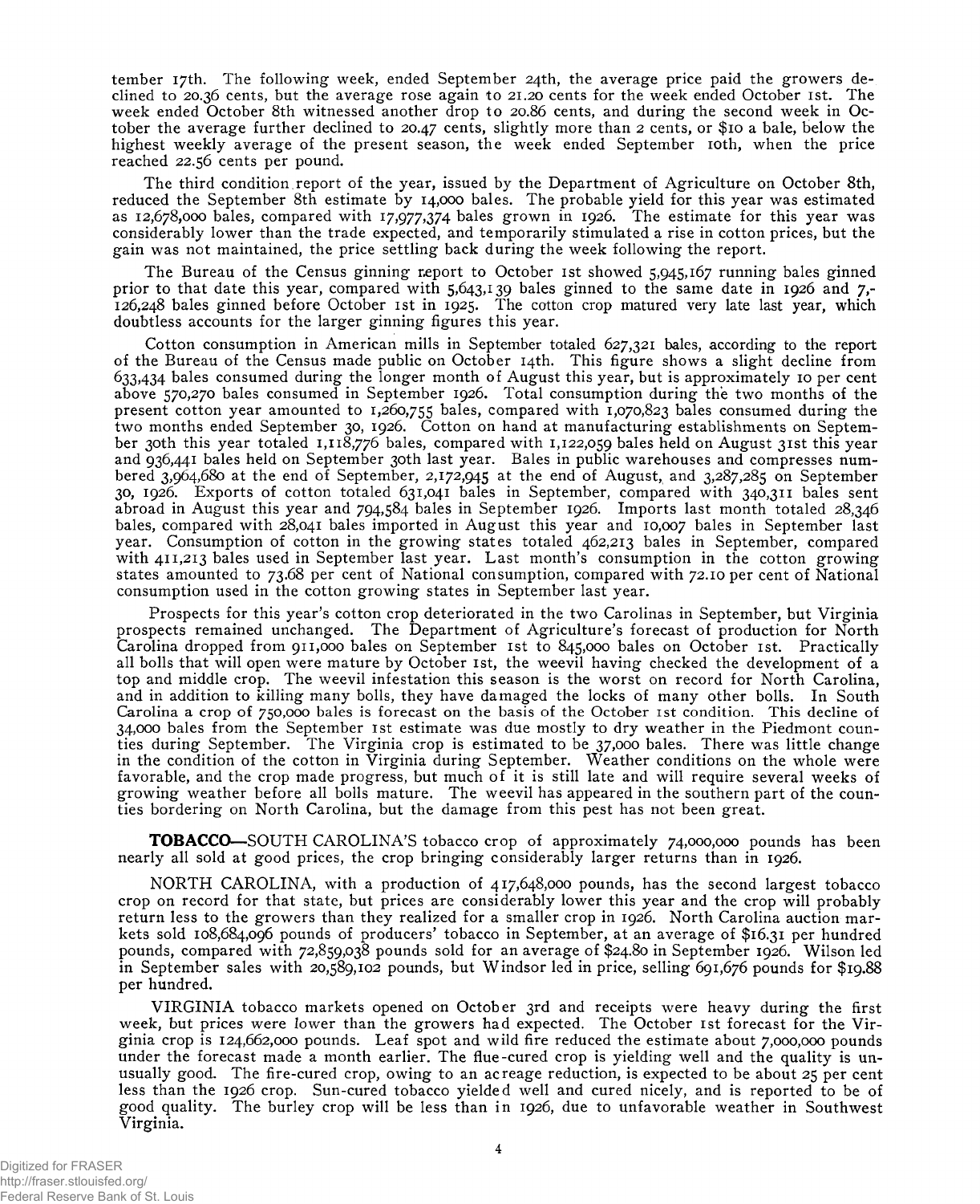tember 17th. The following week, ended September 24th, the average price paid the growers declined to 20.36 cents, but the average rose again to 21.20 cents for the week ended October 1st. The week ended October 8th witnessed another drop to 20.86 cents, and during the second week in October the average further declined to 20.47 cents, slightly more than 2 cents, or $10 a bale, below the highest weekly average of the present season, the week ended September 10th, when the price reached 22.56 cents per pound.

The third condition report of the year, issued by the Department of Agriculture on October 8th, reduced the September 8th estimate by 14,000 bales. The probable yield for this year was estimated as 12,678,000 bales, compared with 17,977,374 bales grown in 1926. The estimate for this year was considerably lower than the trade expected, and temporarily stimulated a rise in cotton prices, but the gain was not maintained, the price settling back during the week following the report.

The Bureau of the Census ginning report to October 1st showed 5,945,167 running bales ginned prior to that date this year, compared with 5,643,139 bales ginned to the same date in 1926 and 7,126,248 bales ginned before October 1st in 1925. The cotton crop matured very late last year, which doubtless accounts for the larger ginning figures this year.

Cotton consumption in American mills in September totaled 627,321 bales, according to the report of the Bureau of the Census made public on October 14th. This figure shows a slight decline from 633,434 bales consumed during the longer month of August this year, but is approximately 10 per cent above 570,270 bales consumed in September 1926. Total consumption during the two months of the present cotton year amounted to 1,260,755 bales, compared with 1,070,823 bales consumed during the two months ended September 30, 1926. Cotton on hand at manufacturing establishments on September 30th this year totaled 1,118,776 bales, compared with 1,122,059 bales held on August 31st this year and 936,441 bales held on September 30th last year. Bales in public warehouses and compresses numbered 3,964,680 at the end of September, 2,172,945 at the end of August, and 3,287,285 on September 30, 1926. Exports of cotton totaled 631,041 bales in September, compared with 340,311 bales sent abroad in August this year and 794,584 bales in September 1926. Imports last month totaled 28,346 bales, compared with 28,041 bales imported in August this year and 10,007 bales in September last year. Consumption of cotton in the growing states totaled 462,213 bales in September, compared with 411,213 bales used in September last year. Last month's consumption in the cotton growing states amounted to 73.68 per cent of National consumption, compared with 72.10 per cent of National consumption used in the cotton growing states in September last year.

Prospects for this year's cotton crop deteriorated in the two Carolinas in September, but Virginia prospects remained unchanged. The Department of Agriculture's forecast of production for North Carolina dropped from 911,000 bales on September 1st to 845,000 bales on October 1st. Practically all bolls that will open were mature by October 1st, the weevil having checked the development of a top and middle crop. The weevil infestation this season is the worst on record for North Carolina, and in addition to killing many bolls, they have damaged the locks of many other bolls. In South Carolina a crop of 750,000 bales is forecast on the basis of the October 1st condition. This decline of 34,000 bales from the September 1st estimate was due mostly to dry weather in the Piedmont counties during September. The Virginia crop is estimated to be 37,000 bales. There was little change in the condition of the cotton in Virginia during September. Weather conditions on the whole were favorable, and the crop made progress, but much of it is still late and will require several weeks of growing weather before all bolls mature. The weevil has appeared in the southern part of the counties bordering on North Carolina, but the damage from this pest has not been great.

**TOBACCO**—SOUTH CAROLINA'S tobacco crop of approximately 74,000,000 pounds has been nearly all sold at good prices, the crop bringing considerably larger returns than in 1926.

NORTH CAROLINA, with a production of 417,648,000 pounds, has the second largest tobacco crop on record for that state, but prices are considerably lower this year and the crop will probably return less to the growers than they realized for a smaller crop in 1926. North Carolina auction markets sold 108,684,096 pounds of producers' tobacco in September, at an average of $16.31 per hundred pounds, compared with 72,859,038 pounds sold for an average of $24.80 in September 1926. Wilson led in September sales with 20,589,102 pounds, but Windsor led in price, selling 691,676 pounds for $19.88 per hundred.

VIRGINIA tobacco markets opened on October 3rd and receipts were heavy during the first week, but prices were lower than the growers had expected. The October 1st forecast for the Virginia crop is 124,662,000 pounds. Leaf spot and wild fire reduced the estimate about 7,000,000 pounds under the forecast made a month earlier. The flue-cured crop is yielding well and the quality is unusually good. The fire-cured crop, owing to an acreage reduction, is expected to be about 25 per cent less than the 1926 crop. Sun-cured tobacco yielded well and cured nicely, and is reported to be of good quality. The burley crop will be less than in 1926, due to unfavorable weather in Southwest Virginia.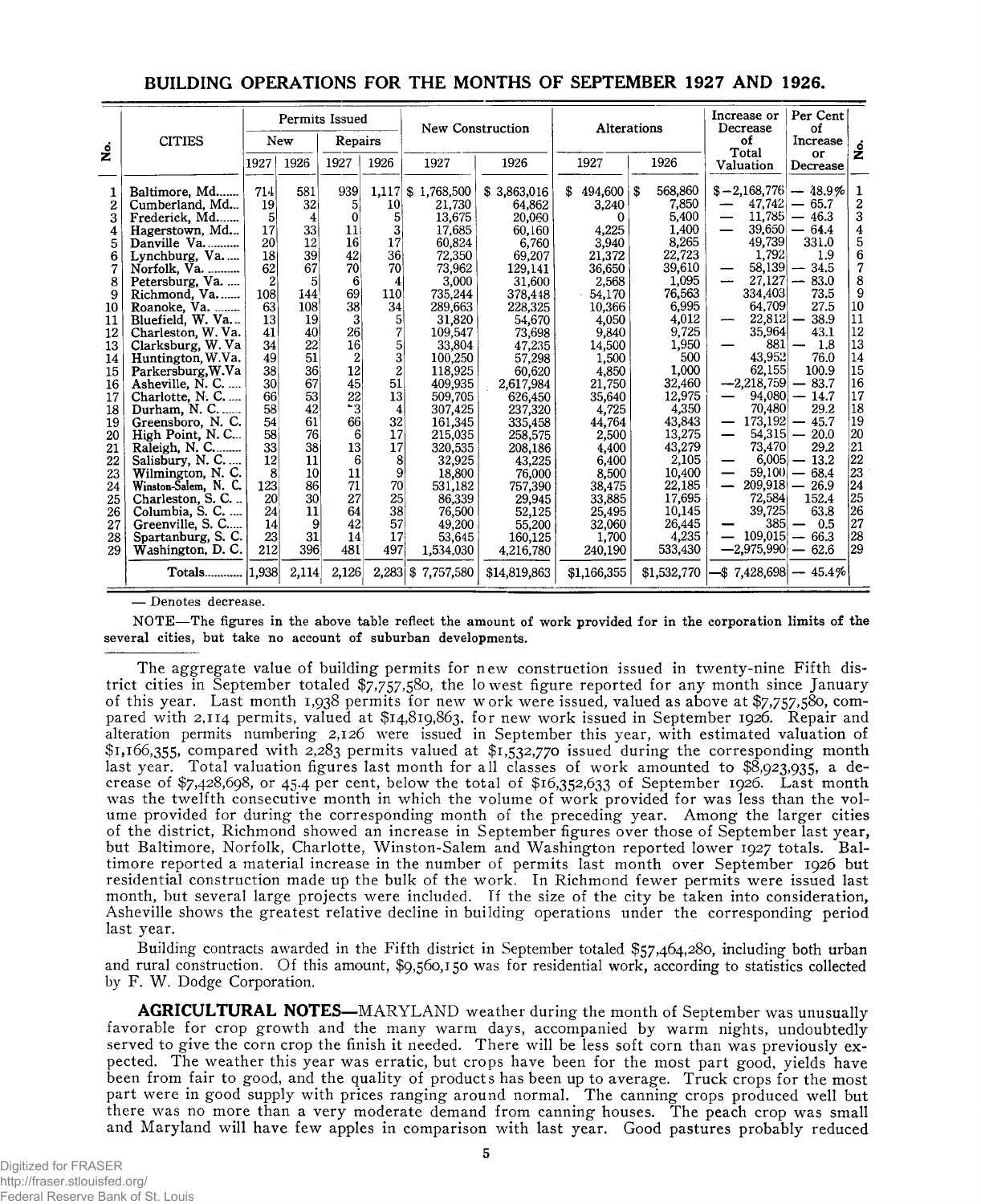## BUILDING OPERATIONS FOR THE MONTHS OF SEPTEMBER 1927 AND 1926.

| No. | CITIES | Permits Issued | | | | New Construction | | Alterations | | Increase or Decrease of Total Valuation | Per Cent of Increase or Decrease | No. |
|---|---|---|---|---|---|---|---|---|---|---|---|---|
| | | New | | Repairs | | | | | | | | |
| | | 1927 | 1926 | 1927 | 1926 | 1927 | 1926 | 1927 | 1926 | | | |
| 1 | Baltimore, Md. | 714 | 581 | 939 | 1,117 | $ 1,768,500 | $ 3,863,016 | $ 494,600 | $ 568,860 | $ —2,168,776 | — 48.9% | 1 |
| 2 | Cumberland, Md. | 19 | 32 | 5 | 10 | 21,730 | 64,862 | 3,240 | 7,850 | — 47,742 | — 65.7 | 2 |
| 3 | Frederick, Md. | 5 | 4 | 0 | 5 | 13,675 | 20,060 | 0 | 5,400 | — 11,785 | — 46.3 | 3 |
| 4 | Hagerstown, Md. | 17 | 33 | 11 | 3 | 17,685 | 60,160 | 4,225 | 1,400 | — 39,650 | — 64.4 | 4 |
| 5 | Danville Va. | 20 | 12 | 16 | 17 | 60,824 | 6,760 | 3,940 | 8,265 | 49,739 | 331.0 | 5 |
| 6 | Lynchburg, Va. | 18 | 39 | 42 | 36 | 72,350 | 69,207 | 21,372 | 22,723 | 1,792 | 1.9 | 6 |
| 7 | Norfolk, Va. | 62 | 67 | 70 | 70 | 73,962 | 129,141 | 36,650 | 39,610 | — 58,139 | — 34.5 | 7 |
| 8 | Petersburg, Va. | 2 | 5 | 6 | 4 | 3,000 | 31,600 | 2,568 | 1,095 | — 27,127 | — 83.0 | 8 |
| 9 | Richmond, Va. | 108 | 144 | 69 | 110 | 735,244 | 378,448 | 54,170 | 76,563 | 334,403 | 73.5 | 9 |
| 10 | Roanoke, Va. | 63 | 108 | 38 | 34 | 289,663 | 228,325 | 10,366 | 6,995 | 64,709 | 27.5 | 10 |
| 11 | Bluefield, W. Va. | 13 | 19 | 3 | 5 | 31,820 | 54,670 | 4,050 | 4,012 | — 22,812 | — 38.9 | 11 |
| 12 | Charleston, W. Va. | 41 | 40 | 26 | 7 | 109,547 | 73,698 | 9,840 | 9,725 | 35,964 | 43.1 | 12 |
| 13 | Clarksburg, W. Va | 34 | 22 | 16 | 5 | 33,804 | 47,235 | 14,500 | 1,950 | — 881 | — 1.8 | 13 |
| 14 | Huntington, W.Va. | 49 | 51 | 2 | 3 | 100,250 | 57,298 | 1,500 | 500 | 43,952 | 76.0 | 14 |
| 15 | Parkersburg, W.Va | 38 | 36 | 12 | 2 | 118,925 | 60,620 | 4,850 | 1,000 | 62,155 | 100.9 | 15 |
| 16 | Asheville, N. C. | 30 | 67 | 45 | 51 | 409,935 | 2,617,984 | 21,750 | 32,460 | —2,218,759 | — 83.7 | 16 |
| 17 | Charlotte, N. C. | 66 | 53 | 22 | 13 | 509,705 | 626,450 | 35,640 | 12,975 | — 94,080 | — 14.7 | 17 |
| 18 | Durham, N. C. | 58 | 42 | 3 | 4 | 307,425 | 237,320 | 4,725 | 4,350 | 70,480 | 29.2 | 18 |
| 19 | Greensboro, N. C. | 54 | 61 | 66 | 32 | 161,345 | 335,458 | 44,764 | 43,843 | — 173,192 | — 45.7 | 19 |
| 20 | High Point, N. C. | 58 | 76 | 6 | 17 | 215,035 | 258,575 | 2,500 | 13,275 | — 54,315 | — 20.0 | 20 |
| 21 | Raleigh, N. C. | 33 | 38 | 13 | 17 | 320,535 | 208,186 | 4,400 | 43,279 | 73,470 | 29.2 | 21 |
| 22 | Salisbury, N. C. | 12 | 11 | 6 | 8 | 32,925 | 43,225 | 6,400 | 2,105 | — 6,005 | — 13.2 | 22 |
| 23 | Wilmington, N. C. | 8 | 10 | 11 | 9 | 18,800 | 76,000 | 8,500 | 10,400 | — 59,100 | — 68.4 | 23 |
| 24 | Winston-Salem, N. C. | 123 | 86 | 71 | 70 | 531,182 | 757,390 | 38,475 | 22,185 | — 209,918 | — 26.9 | 24 |
| 25 | Charleston, S. C. | 20 | 30 | 27 | 25 | 86,339 | 29,945 | 33,885 | 17,695 | 72,584 | 152.4 | 25 |
| 26 | Columbia, S. C. | 24 | 11 | 64 | 38 | 76,500 | 52,125 | 25,495 | 10,145 | 39,725 | 63.8 | 26 |
| 27 | Greenville, S. C. | 14 | 9 | 42 | 57 | 49,200 | 55,200 | 32,060 | 26,445 | — 385 | — 0.5 | 27 |
| 28 | Spartanburg, S. C. | 23 | 31 | 14 | 17 | 53,645 | 160,125 | 1,700 | 4,235 | — 109,015 | — 66.3 | 28 |
| 29 | Washington, D. C. | 212 | 396 | 481 | 497 | 1,534,030 | 4,216,780 | 240,190 | 533,430 | —2,975,990 | — 62.6 | 29 |
| | Totals | 1,938 | 2,114 | 2,126 | 2,283 | $ 7,757,580 | $14,819,863 | $1,166,355 | $1,532,770 | —$ 7,428,698 | — 45.4% | |

— Denotes decrease.

NOTE—The figures in the above table reflect the amount of work provided for in the corporation limits of the several cities, but take no account of suburban developments.

The aggregate value of building permits for new construction issued in twenty-nine Fifth district cities in September totaled $7,757,580, the lowest figure reported for any month since January of this year. Last month 1,938 permits for new work were issued, valued as above at $7,757,580, compared with 2,114 permits, valued at $14,819,863, for new work issued in September 1926. Repair and alteration permits numbering 2,126 were issued in September this year, with estimated valuation of $1,166,355, compared with 2,283 permits valued at $1,532,770 issued during the corresponding month last year. Total valuation figures last month for all classes of work amounted to $8,923,935, a decrease of $7,428,698, or 45.4 per cent, below the total of $16,352,633 of September 1926. Last month was the twelfth consecutive month in which the volume of work provided for was less than the volume provided for during the corresponding month of the preceding year. Among the larger cities of the district, Richmond showed an increase in September figures over those of September last year, but Baltimore, Norfolk, Charlotte, Winston-Salem and Washington reported lower 1927 totals. Baltimore reported a material increase in the number of permits last month over September 1926 but residential construction made up the bulk of the work. In Richmond fewer permits were issued last month, but several large projects were included. If the size of the city be taken into consideration, Asheville shows the greatest relative decline in building operations under the corresponding period last year.

Building contracts awarded in the Fifth district in September totaled $57,464,280, including both urban and rural construction. Of this amount, $9,560,150 was for residential work, according to statistics collected by F. W. Dodge Corporation.

**AGRICULTURAL NOTES**—MARYLAND weather during the month of September was unusually favorable for crop growth and the many warm days, accompanied by warm nights, undoubtedly served to give the corn crop the finish it needed. There will be less soft corn than was previously expected. The weather this year was erratic, but crops have been for the most part good, yields have been from fair to good, and the quality of products has been up to average. Truck crops for the most part were in good supply with prices ranging around normal. The canning crops produced well but there was no more than a very moderate demand from canning houses. The peach crop was small and Maryland will have few apples in comparison with last year. Good pastures probably reduced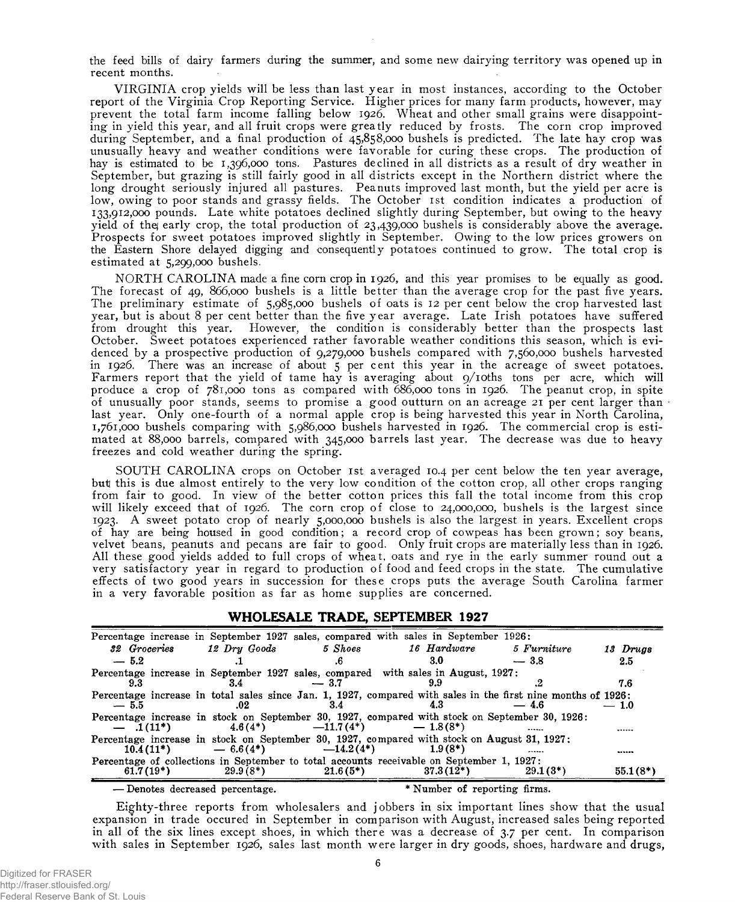the feed bills of dairy farmers during the summer, and some new dairying territory was opened up in recent months.

VIRGINIA crop yields will be less than last year in most instances, according to the October report of the Virginia Crop Reporting Service. Higher prices for many farm products, however, may prevent the total farm income falling below 1926. Wheat and other small grains were disappointing in yield this year, and all fruit crops were greatly reduced by frosts. The corn crop improved during September, and a final production of 45,858,000 bushels is predicted. The late hay crop was unusually heavy and weather conditions were favorable for curing these crops. The production of hay is estimated to be 1,396,000 tons. Pastures declined in all districts as a result of dry weather in September, but grazing is still fairly good in all districts except in the Northern district where the long drought seriously injured all pastures. Peanuts improved last month, but the yield per acre is low, owing to poor stands and grassy fields. The October 1st condition indicates a production of 133,912,000 pounds. Late white potatoes declined slightly during September, but owing to the heavy yield of the early crop, the total production of 23,439,000 bushels is considerably above the average. Prospects for sweet potatoes improved slightly in September. Owing to the low prices growers on the Eastern Shore delayed digging and consequently potatoes continued to grow. The total crop is estimated at 5,299,000 bushels.

NORTH CAROLINA made a fine corn crop in 1926, and this year promises to be equally as good. The forecast of 49,866,000 bushels is a little better than the average crop for the past five years. The preliminary estimate of 5,985,000 bushels of oats is 12 per cent below the crop harvested last year, but is about 8 per cent better than the five year average. Late Irish potatoes have suffered from drought this year. However, the condition is considerably better than the prospects last October. Sweet potatoes experienced rather favorable weather conditions this season, which is evidenced by a prospective production of 9,279,000 bushels compared with 7,560,000 bushels harvested in 1926. There was an increase of about 5 per cent this year in the acreage of sweet potatoes. Farmers report that the yield of tame hay is averaging about 9/10ths tons per acre, which will produce a crop of 781,000 tons as compared with 686,000 tons in 1926. The peanut crop, in spite of unusually poor stands, seems to promise a good outturn on an acreage 21 per cent larger than last year. Only one-fourth of a normal apple crop is being harvested this year in North Carolina, 1,761,000 bushels comparing with 5,986,000 bushels harvested in 1926. The commercial crop is estimated at 88,000 barrels, compared with 345,000 barrels last year. The decrease was due to heavy freezes and cold weather during the spring.

SOUTH CAROLINA crops on October 1st averaged 10.4 per cent below the ten year average, but this is due almost entirely to the very low condition of the cotton crop, all other crops ranging from fair to good. In view of the better cotton prices this fall the total income from this crop will likely exceed that of 1926. The corn crop of close to 24,000,000, bushels is the largest since 1923. A sweet potato crop of nearly 5,000,000 bushels is also the largest in years. Excellent crops of hay are being housed in good condition; a record crop of cowpeas has been grown; soy beans, velvet beans, peanuts and pecans are fair to good. Only fruit crops are materially less than in 1926. All these good yields added to full crops of wheat, oats and rye in the early summer round out a very satisfactory year in regard to production of food and feed crops in the state. The cumulative effects of two good years in succession for these crops puts the average South Carolina farmer in a very favorable position as far as home supplies are concerned.

## WHOLESALE TRADE, SEPTEMBER 1927

| 32 Groceries | 12 Dry Goods | 5 Shoes | 16 Hardware | 5 Furniture | 13 Drugs |
|---|---|---|---|---|---|
| Percentage increase in September 1927 sales, compared with sales in September 1926: | | | | | |
| — 5.2 | .1 | .6 | 3.0 | — 3.8 | 2.5 |
| Percentage increase in September 1927 sales, compared with sales in August, 1927: | | | | | |
| 9.3 | 3.4 | — 3.7 | 9.9 | .2 | 7.6 |
| Percentage increase in total sales since Jan. 1, 1927, compared with sales in the first nine months of 1926: | | | | | |
| — 5.5 | .02 | 3.4 | 4.3 | — 4.6 | — 1.0 |
| Percentage increase in stock on September 30, 1927, compared with stock on September 30, 1926: | | | | | |
| — .1(11*) | 4.6(4*) | —11.7(4*) | — 1.8(8*) | ...... | ...... |
| Percentage increase in stock on September 30, 1927, compared with stock on August 31, 1927: | | | | | |
| 10.4(11*) | — 6.6(4*) | —14.2(4*) | 1.9(8*) | ...... | ...... |
| Percentage of collections in September to total accounts receivable on September 1, 1927: | | | | | |
| 61.7(19*) | 29.9(8*) | 21.6(5*) | 37.3(12*) | 29.1(3*) | 55.1(8*) |

— Denotes decreased percentage. * Number of reporting firms.

Eighty-three reports from wholesalers and jobbers in six important lines show that the usual expansion in trade occured in September in comparison with August, increased sales being reported in all of the six lines except shoes, in which there was a decrease of 3.7 per cent. In comparison with sales in September 1926, sales last month were larger in dry goods, shoes, hardware and drugs,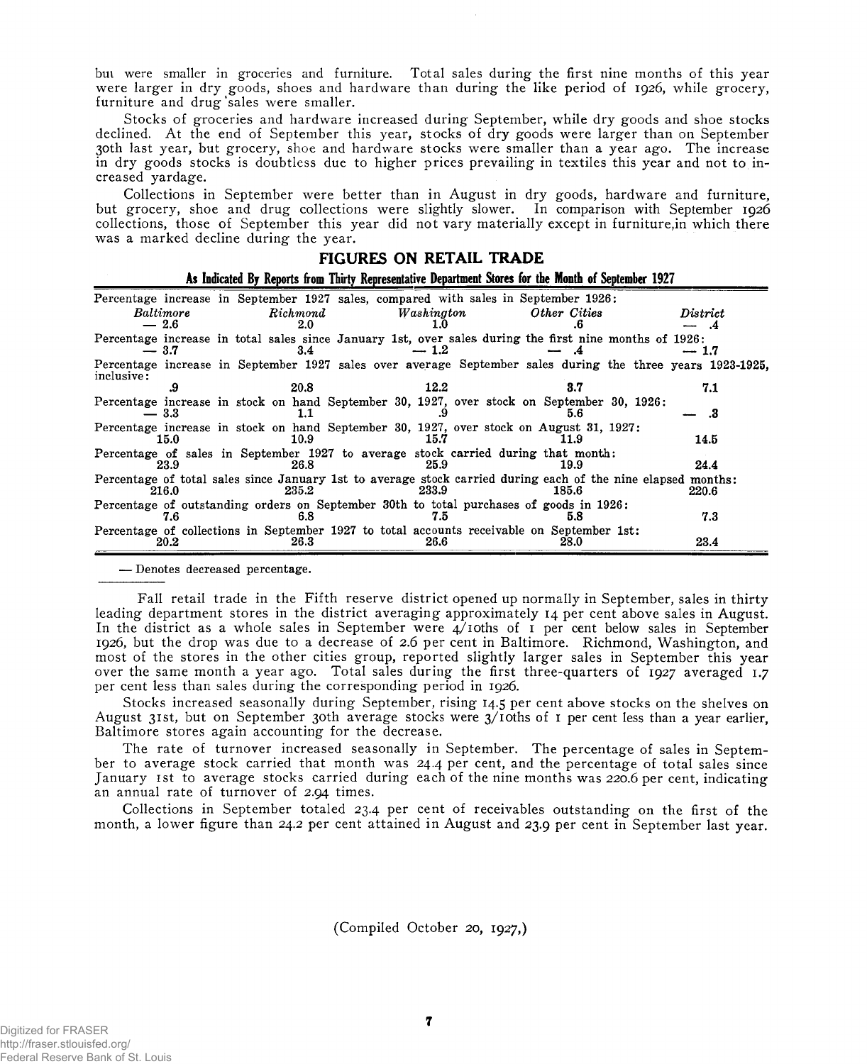but were smaller in groceries and furniture. Total sales during the first nine months of this year were larger in dry goods, shoes and hardware than during the like period of 1926, while grocery, furniture and drug sales were smaller.

Stocks of groceries and hardware increased during September, while dry goods and shoe stocks declined. At the end of September this year, stocks of dry goods were larger than on September 30th last year, but grocery, shoe and hardware stocks were smaller than a year ago. The increase in dry goods stocks is doubtless due to higher prices prevailing in textiles this year and not to increased yardage.

Collections in September were better than in August in dry goods, hardware and furniture, but grocery, shoe and drug collections were slightly slower. In comparison with September 1926 collections, those of September this year did not vary materially except in furniture, in which there was a marked decline during the year.

## FIGURES ON RETAIL TRADE

**As Indicated By Reports from Thirty Representative Department Stores for the Month of September 1927**

| | *Baltimore* | *Richmond* | *Washington* | *Other Cities* | *District* |
|---|---|---|---|---|---|
| Percentage increase in September 1927 sales, compared with sales in September 1926: | — 2.6 | 2.0 | 1.0 | .6 | — .4 |
| Percentage increase in total sales since January 1st, over sales during the first nine months of 1926: | — 3.7 | 3.4 | — 1.2 | — .4 | — 1.7 |
| Percentage increase in September 1927 sales over average September sales during the three years 1923-1925, inclusive: | .9 | 20.8 | 12.2 | 3.7 | 7.1 |
| Percentage increase in stock on hand September 30, 1927, over stock on September 30, 1926: | — 3.3 | 1.1 | .9 | 5.6 | — .3 |
| Percentage increase in stock on hand September 30, 1927, over stock on August 31, 1927: | 15.0 | 10.9 | 15.7 | 11.9 | 14.5 |
| Percentage of sales in September 1927 to average stock carried during that month: | 23.9 | 26.8 | 25.9 | 19.9 | 24.4 |
| Percentage of total sales since January 1st to average stock carried during each of the nine elapsed months: | 216.0 | 235.2 | 233.9 | 185.6 | 220.6 |
| Percentage of outstanding orders on September 30th to total purchases of goods in 1926: | 7.6 | 6.8 | 7.5 | 5.8 | 7.3 |
| Percentage of collections in September 1927 to total accounts receivable on September 1st: | 20.2 | 26.3 | 26.6 | 28.0 | 23.4 |

— Denotes decreased percentage.

Fall retail trade in the Fifth reserve district opened up normally in September, sales in thirty leading department stores in the district averaging approximately 14 per cent above sales in August. In the district as a whole sales in September were 4/10ths of 1 per cent below sales in September 1926, but the drop was due to a decrease of 2.6 per cent in Baltimore. Richmond, Washington, and most of the stores in the other cities group, reported slightly larger sales in September this year over the same month a year ago. Total sales during the first three-quarters of 1927 averaged 1.7 per cent less than sales during the corresponding period in 1926.

Stocks increased seasonally during September, rising 14.5 per cent above stocks on the shelves on August 31st, but on September 30th average stocks were 3/10ths of 1 per cent less than a year earlier, Baltimore stores again accounting for the decrease.

The rate of turnover increased seasonally in September. The percentage of sales in September to average stock carried that month was 24.4 per cent, and the percentage of total sales since January 1st to average stocks carried during each of the nine months was 220.6 per cent, indicating an annual rate of turnover of 2.94 times.

Collections in September totaled 23.4 per cent of receivables outstanding on the first of the month, a lower figure than 24.2 per cent attained in August and 23.9 per cent in September last year.

(Compiled October 20, 1927,)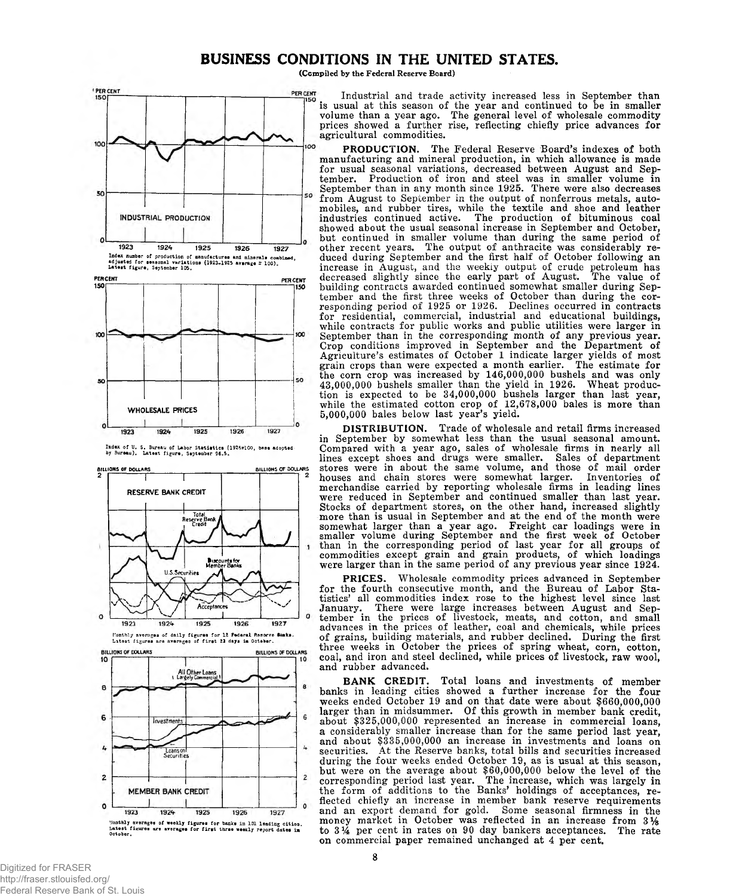# BUSINESS CONDITIONS IN THE UNITED STATES.

(Compiled by the Federal Reserve Board)

PER CENT
150
100
50
0
INDUSTRIAL PRODUCTION
1923 1924 1925 1926 1927

Index number of production of manufactures and minerals combined, adjusted for seasonal variations (1923-1925 average = 100). Latest figure, September 105.

PER CENT
150
100
50
0
WHOLESALE PRICES
1923 1924 1925 1926 1927

Index of U. S. Bureau of Labor Statistics (1926=100, base adopted by Bureau). Latest figure, September 96.5.

BILLIONS OF DOLLARS
2
1
0
RESERVE BANK CREDIT
Total Reserve Bank Credit
Discounts for Member Banks
U.S. Securities
Acceptances
1923 1924 1925 1926 1927

Monthly averages of daily figures for 12 Federal Reserve Banks. Latest figures are averages of first 23 days in October.

BILLIONS OF DOLLARS
10
8
6
4
2
0
All Other Loans (Largely Commercial)
Investments
Loans on Securities
MEMBER BANK CREDIT
1923 1924 1925 1926 1927

Monthly averages of weekly figures for banks in 101 leading cities. Latest figures are averages for first three weekly report dates in October.

Industrial and trade activity increased less in September than is usual at this season of the year and continued to be in smaller volume than a year ago. The general level of wholesale commodity prices showed a further rise, reflecting chiefly price advances for agricultural commodities.

**PRODUCTION.** The Federal Reserve Board's indexes of both manufacturing and mineral production, in which allowance is made for usual seasonal variations, decreased between August and September. Production of iron and steel was in smaller volume in September than in any month since 1925. There were also decreases from August to September in the output of nonferrous metals, automobiles, and rubber tires, while the textile and shoe and leather industries continued active. The production of bituminous coal showed about the usual seasonal increase in September and October, but continued in smaller volume than during the same period of other recent years. The output of anthracite was considerably reduced during September and the first half of October following an increase in August, and the weekly output of crude petroleum has decreased slightly since the early part of August. The value of building contracts awarded continued somewhat smaller during September and the first three weeks of October than during the corresponding period of 1925 or 1926. Declines occurred in contracts for residential, commercial, industrial and educational buildings, while contracts for public works and public utilities were larger in September than in the corresponding month of any previous year. Crop conditions improved in September and the Department of Agriculture's estimates of October 1 indicate larger yields of most grain crops than were expected a month earlier. The estimate for the corn crop was increased by 146,000,000 bushels and was only 43,000,000 bushels smaller than the yield in 1926. Wheat production is expected to be 34,000,000 bushels larger than last year, while the estimated cotton crop of 12,678,000 bales is more than 5,000,000 bales below last year's yield.

**DISTRIBUTION.** Trade of wholesale and retail firms increased in September by somewhat less than the usual seasonal amount. Compared with a year ago, sales of wholesale firms in nearly all lines except shoes and drugs were smaller. Sales of department stores were in about the same volume, and those of mail order houses and chain stores were somewhat larger. Inventories of merchandise carried by reporting wholesale firms in leading lines were reduced in September and continued smaller than last year. Stocks of department stores, on the other hand, increased slightly more than is usual in September and at the end of the month were somewhat larger than a year ago. Freight car loadings were in smaller volume during September and the first week of October than in the corresponding period of last year for all groups of commodities except grain and grain products, of which loadings were larger than in the same period of any previous year since 1924.

**PRICES.** Wholesale commodity prices advanced in September for the fourth consecutive month, and the Bureau of Labor Statistics' all commodities index rose to the highest level since last January. There were large increases between August and September in the prices of livestock, meats, and cotton, and small advances in the prices of leather, coal and chemicals, while prices of grains, building materials, and rubber declined. During the first three weeks in October the prices of spring wheat, corn, cotton, coal, and iron and steel declined, while prices of livestock, raw wool, and rubber advanced.

**BANK CREDIT.** Total loans and investments of member banks in leading cities showed a further increase for the four weeks ended October 19 and on that date were about $660,000,000 larger than in midsummer. Of this growth in member bank credit, about $325,000,000 represented an increase in commercial loans, a considerably smaller increase than for the same period last year, and about $335,000,000 an increase in investments and loans on securities. At the Reserve banks, total bills and securities increased during the four weeks ended October 19, as is usual at this season, but were on the average about $60,000,000 below the level of the corresponding period last year. The increase, which was largely in the form of additions to the Banks' holdings of acceptances, reflected chiefly an increase in member bank reserve requirements and an export demand for gold. Some seasonal firmness in the money market in October was reflected in an increase from 3⅛ to 3¼ per cent in rates on 90 day bankers acceptances. The rate on commercial paper remained unchanged at 4 per cent.